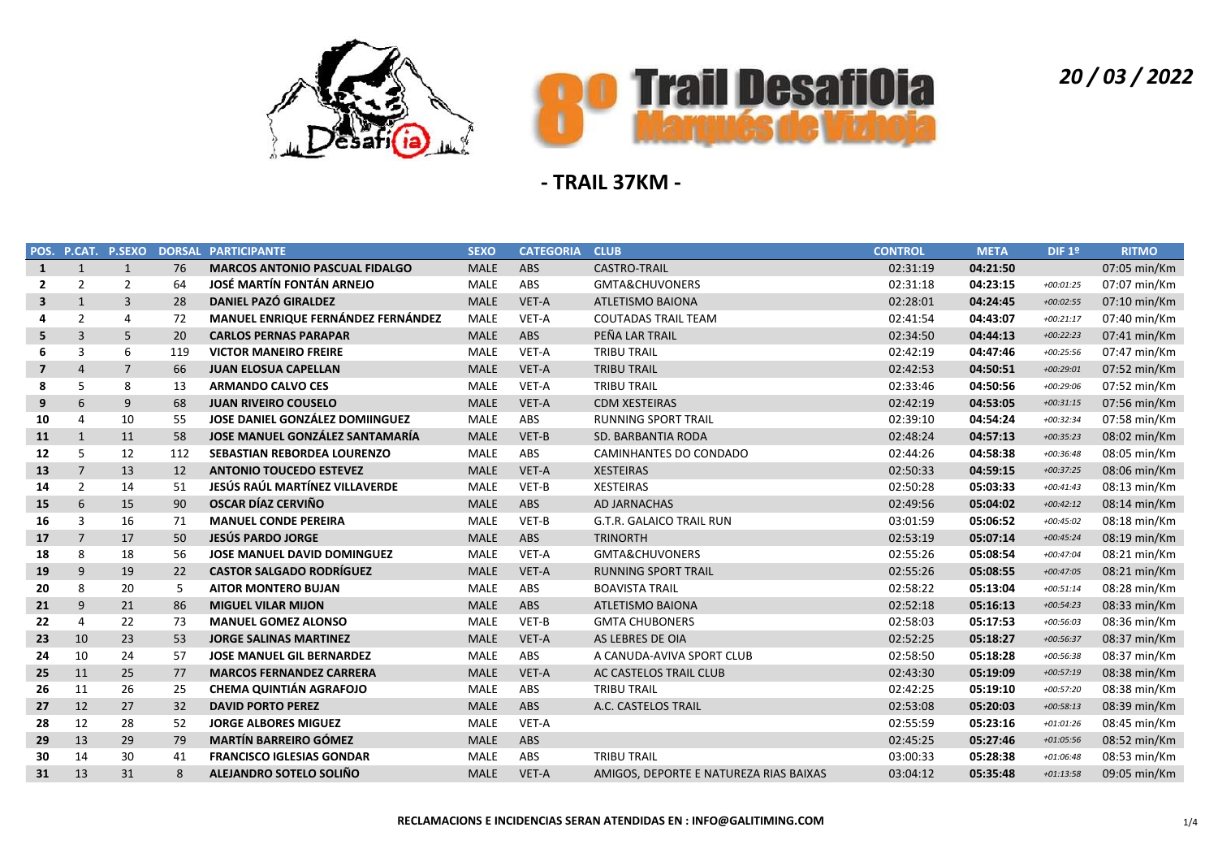# 8º Trail DesafiOia Marqués de Vizhoja

*20 / 03 / 2022*

## - TRAIL 37KM -

| POS. | P.CAT. | P.SEXO | DORSAL | PARTICIPANTE | SEXO | CATEGORIA | CLUB | CONTROL | META | DIF 1º | RITMO |
|---|---|---|---|---|---|---|---|---|---|---|---|
| **1** | 1 | 1 | 76 | **MARCOS ANTONIO PASCUAL FIDALGO** | MALE | ABS | CASTRO-TRAIL | 02:31:19 | **04:21:50** | | 07:05 min/Km |
| **2** | 2 | 2 | 64 | **JOSÉ MARTÍN FONTÁN ARNEJO** | MALE | ABS | GMTA&CHUVONERS | 02:31:18 | **04:23:15** | *+00:01:25* | 07:07 min/Km |
| **3** | 1 | 3 | 28 | **DANIEL PAZÓ GIRALDEZ** | MALE | VET-A | ATLETISMO BAIONA | 02:28:01 | **04:24:45** | *+00:02:55* | 07:10 min/Km |
| **4** | 2 | 4 | 72 | **MANUEL ENRIQUE FERNÁNDEZ FERNÁNDEZ** | MALE | VET-A | COUTADAS TRAIL TEAM | 02:41:54 | **04:43:07** | *+00:21:17* | 07:40 min/Km |
| **5** | 3 | 5 | 20 | **CARLOS PERNAS PARAPAR** | MALE | ABS | PEÑA LAR TRAIL | 02:34:50 | **04:44:13** | *+00:22:23* | 07:41 min/Km |
| **6** | 3 | 6 | 119 | **VICTOR MANEIRO FREIRE** | MALE | VET-A | TRIBU TRAIL | 02:42:19 | **04:47:46** | *+00:25:56* | 07:47 min/Km |
| **7** | 4 | 7 | 66 | **JUAN ELOSUA CAPELLAN** | MALE | VET-A | TRIBU TRAIL | 02:42:53 | **04:50:51** | *+00:29:01* | 07:52 min/Km |
| **8** | 5 | 8 | 13 | **ARMANDO CALVO CES** | MALE | VET-A | TRIBU TRAIL | 02:33:46 | **04:50:56** | *+00:29:06* | 07:52 min/Km |
| **9** | 6 | 9 | 68 | **JUAN RIVEIRO COUSELO** | MALE | VET-A | CDM XESTEIRAS | 02:42:19 | **04:53:05** | *+00:31:15* | 07:56 min/Km |
| **10** | 4 | 10 | 55 | **JOSE DANIEL GONZÁLEZ DOMIINGUEZ** | MALE | ABS | RUNNING SPORT TRAIL | 02:39:10 | **04:54:24** | *+00:32:34* | 07:58 min/Km |
| **11** | 1 | 11 | 58 | **JOSE MANUEL GONZÁLEZ SANTAMARÍA** | MALE | VET-B | SD. BARBANTIA RODA | 02:48:24 | **04:57:13** | *+00:35:23* | 08:02 min/Km |
| **12** | 5 | 12 | 112 | **SEBASTIAN REBORDEA LOURENZO** | MALE | ABS | CAMINHANTES DO CONDADO | 02:44:26 | **04:58:38** | *+00:36:48* | 08:05 min/Km |
| **13** | 7 | 13 | 12 | **ANTONIO TOUCEDO ESTEVEZ** | MALE | VET-A | XESTEIRAS | 02:50:33 | **04:59:15** | *+00:37:25* | 08:06 min/Km |
| **14** | 2 | 14 | 51 | **JESÚS RAÚL MARTÍNEZ VILLAVERDE** | MALE | VET-B | XESTEIRAS | 02:50:28 | **05:03:33** | *+00:41:43* | 08:13 min/Km |
| **15** | 6 | 15 | 90 | **OSCAR DÍAZ CERVIÑO** | MALE | ABS | AD JARNACHAS | 02:49:56 | **05:04:02** | *+00:42:12* | 08:14 min/Km |
| **16** | 3 | 16 | 71 | **MANUEL CONDE PEREIRA** | MALE | VET-B | G.T.R. GALAICO TRAIL RUN | 03:01:59 | **05:06:52** | *+00:45:02* | 08:18 min/Km |
| **17** | 7 | 17 | 50 | **JESÚS PARDO JORGE** | MALE | ABS | TRINORTH | 02:53:19 | **05:07:14** | *+00:45:24* | 08:19 min/Km |
| **18** | 8 | 18 | 56 | **JOSE MANUEL DAVID DOMINGUEZ** | MALE | VET-A | GMTA&CHUVONERS | 02:55:26 | **05:08:54** | *+00:47:04* | 08:21 min/Km |
| **19** | 9 | 19 | 22 | **CASTOR SALGADO RODRÍGUEZ** | MALE | VET-A | RUNNING SPORT TRAIL | 02:55:26 | **05:08:55** | *+00:47:05* | 08:21 min/Km |
| **20** | 8 | 20 | 5 | **AITOR MONTERO BUJAN** | MALE | ABS | BOAVISTA TRAIL | 02:58:22 | **05:13:04** | *+00:51:14* | 08:28 min/Km |
| **21** | 9 | 21 | 86 | **MIGUEL VILAR MIJON** | MALE | ABS | ATLETISMO BAIONA | 02:52:18 | **05:16:13** | *+00:54:23* | 08:33 min/Km |
| **22** | 4 | 22 | 73 | **MANUEL GOMEZ ALONSO** | MALE | VET-B | GMTA CHUBONERS | 02:58:03 | **05:17:53** | *+00:56:03* | 08:36 min/Km |
| **23** | 10 | 23 | 53 | **JORGE SALINAS MARTINEZ** | MALE | VET-A | AS LEBRES DE OIA | 02:52:25 | **05:18:27** | *+00:56:37* | 08:37 min/Km |
| **24** | 10 | 24 | 57 | **JOSE MANUEL GIL BERNARDEZ** | MALE | ABS | A CANUDA-AVIVA SPORT CLUB | 02:58:50 | **05:18:28** | *+00:56:38* | 08:37 min/Km |
| **25** | 11 | 25 | 77 | **MARCOS FERNANDEZ CARRERA** | MALE | VET-A | AC CASTELOS TRAIL CLUB | 02:43:30 | **05:19:09** | *+00:57:19* | 08:38 min/Km |
| **26** | 11 | 26 | 25 | **CHEMA QUINTIÁN AGRAFOJO** | MALE | ABS | TRIBU TRAIL | 02:42:25 | **05:19:10** | *+00:57:20* | 08:38 min/Km |
| **27** | 12 | 27 | 32 | **DAVID PORTO PEREZ** | MALE | ABS | A.C. CASTELOS TRAIL | 02:53:08 | **05:20:03** | *+00:58:13* | 08:39 min/Km |
| **28** | 12 | 28 | 52 | **JORGE ALBORES MIGUEZ** | MALE | VET-A | | 02:55:59 | **05:23:16** | *+01:01:26* | 08:45 min/Km |
| **29** | 13 | 29 | 79 | **MARTÍN BARREIRO GÓMEZ** | MALE | ABS | | 02:45:25 | **05:27:46** | *+01:05:56* | 08:52 min/Km |
| **30** | 14 | 30 | 41 | **FRANCISCO IGLESIAS GONDAR** | MALE | ABS | TRIBU TRAIL | 03:00:33 | **05:28:38** | *+01:06:48* | 08:53 min/Km |
| **31** | 13 | 31 | 8 | **ALEJANDRO SOTELO SOLIÑO** | MALE | VET-A | AMIGOS, DEPORTE E NATUREZA RIAS BAIXAS | 03:04:12 | **05:35:48** | *+01:13:58* | 09:05 min/Km |

**RECLAMACIONS E INCIDENCIAS SERAN ATENDIDAS EN : INFO@GALITIMING.COM**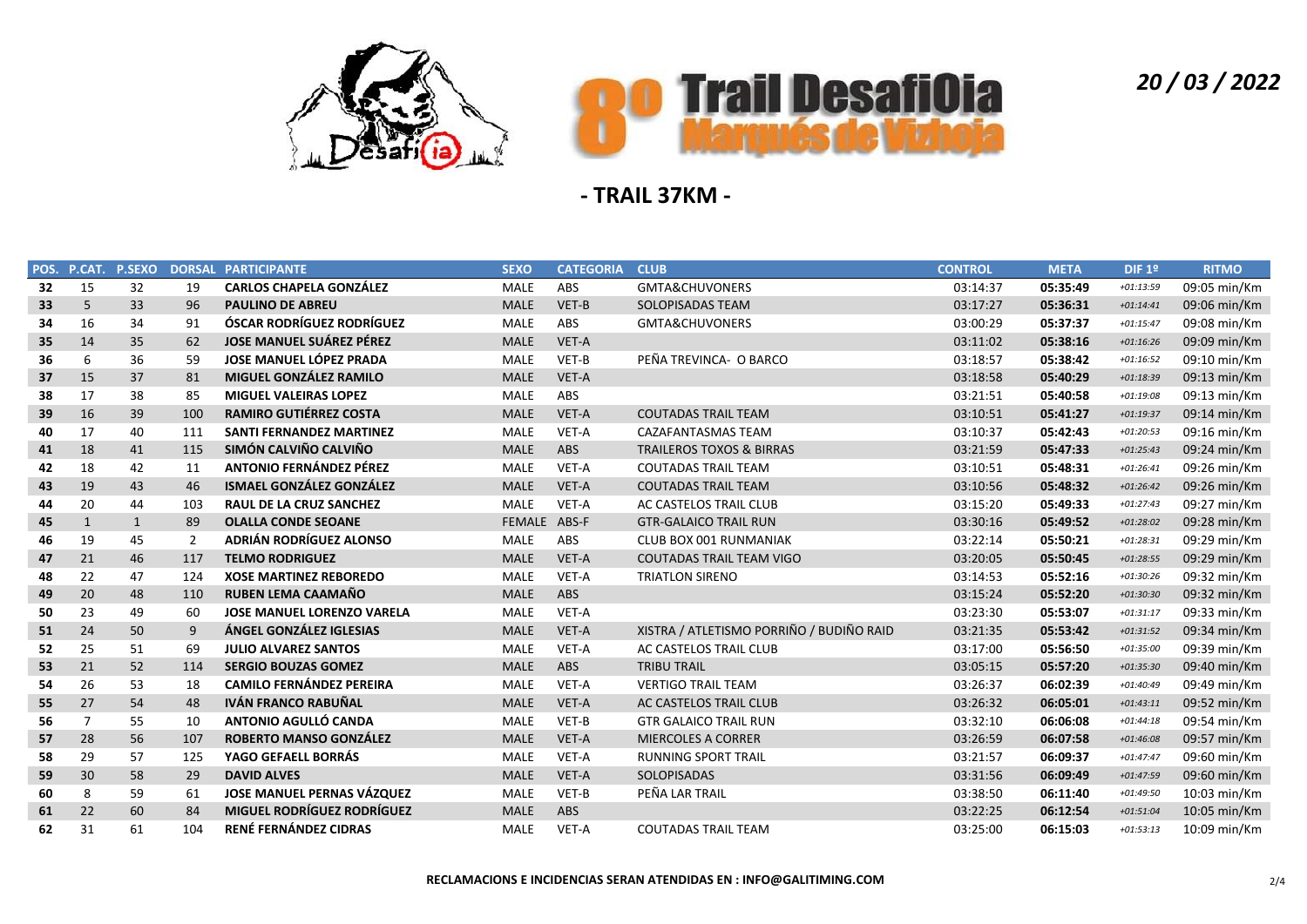20 / 03 / 2022

# 8º Trail DesafiOia Marqués de Vizhoja

## - TRAIL 37KM -

| POS. | P.CAT. | P.SEXO | DORSAL | PARTICIPANTE | SEXO | CATEGORIA | CLUB | CONTROL | META | DIF 1º | RITMO |
|---|---|---|---|---|---|---|---|---|---|---|---|
| 32 | 15 | 32 | 19 | **CARLOS CHAPELA GONZÁLEZ** | MALE | ABS | GMTA&CHUVONERS | 03:14:37 | **05:35:49** | +01:13:59 | 09:05 min/Km |
| 33 | 5 | 33 | 96 | **PAULINO DE ABREU** | MALE | VET-B | SOLOPISADAS TEAM | 03:17:27 | **05:36:31** | +01:14:41 | 09:06 min/Km |
| 34 | 16 | 34 | 91 | **ÓSCAR RODRÍGUEZ RODRÍGUEZ** | MALE | ABS | GMTA&CHUVONERS | 03:00:29 | **05:37:37** | +01:15:47 | 09:08 min/Km |
| 35 | 14 | 35 | 62 | **JOSE MANUEL SUÁREZ PÉREZ** | MALE | VET-A | | 03:11:02 | **05:38:16** | +01:16:26 | 09:09 min/Km |
| 36 | 6 | 36 | 59 | **JOSE MANUEL LÓPEZ PRADA** | MALE | VET-B | PEÑA TREVINCA- O BARCO | 03:18:57 | **05:38:42** | +01:16:52 | 09:10 min/Km |
| 37 | 15 | 37 | 81 | **MIGUEL GONZÁLEZ RAMILO** | MALE | VET-A | | 03:18:58 | **05:40:29** | +01:18:39 | 09:13 min/Km |
| 38 | 17 | 38 | 85 | **MIGUEL VALEIRAS LOPEZ** | MALE | ABS | | 03:21:51 | **05:40:58** | +01:19:08 | 09:13 min/Km |
| 39 | 16 | 39 | 100 | **RAMIRO GUTIÉRREZ COSTA** | MALE | VET-A | COUTADAS TRAIL TEAM | 03:10:51 | **05:41:27** | +01:19:37 | 09:14 min/Km |
| 40 | 17 | 40 | 111 | **SANTI FERNANDEZ MARTINEZ** | MALE | VET-A | CAZAFANTASMAS TEAM | 03:10:37 | **05:42:43** | +01:20:53 | 09:16 min/Km |
| 41 | 18 | 41 | 115 | **SIMÓN CALVIÑO CALVIÑO** | MALE | ABS | TRAILEROS TOXOS & BIRRAS | 03:21:59 | **05:47:33** | +01:25:43 | 09:24 min/Km |
| 42 | 18 | 42 | 11 | **ANTONIO FERNÁNDEZ PÉREZ** | MALE | VET-A | COUTADAS TRAIL TEAM | 03:10:51 | **05:48:31** | +01:26:41 | 09:26 min/Km |
| 43 | 19 | 43 | 46 | **ISMAEL GONZÁLEZ GONZÁLEZ** | MALE | VET-A | COUTADAS TRAIL TEAM | 03:10:56 | **05:48:32** | +01:26:42 | 09:26 min/Km |
| 44 | 20 | 44 | 103 | **RAUL DE LA CRUZ SANCHEZ** | MALE | VET-A | AC CASTELOS TRAIL CLUB | 03:15:20 | **05:49:33** | +01:27:43 | 09:27 min/Km |
| 45 | 1 | 1 | 89 | **OLALLA CONDE SEOANE** | FEMALE | ABS-F | GTR-GALAICO TRAIL RUN | 03:30:16 | **05:49:52** | +01:28:02 | 09:28 min/Km |
| 46 | 19 | 45 | 2 | **ADRIÁN RODRÍGUEZ ALONSO** | MALE | ABS | CLUB BOX 001 RUNMANIAK | 03:22:14 | **05:50:21** | +01:28:31 | 09:29 min/Km |
| 47 | 21 | 46 | 117 | **TELMO RODRIGUEZ** | MALE | VET-A | COUTADAS TRAIL TEAM VIGO | 03:20:05 | **05:50:45** | +01:28:55 | 09:29 min/Km |
| 48 | 22 | 47 | 124 | **XOSE MARTINEZ REBOREDO** | MALE | VET-A | TRIATLON SIRENO | 03:14:53 | **05:52:16** | +01:30:26 | 09:32 min/Km |
| 49 | 20 | 48 | 110 | **RUBEN LEMA CAAMAÑO** | MALE | ABS | | 03:15:24 | **05:52:20** | +01:30:30 | 09:32 min/Km |
| 50 | 23 | 49 | 60 | **JOSE MANUEL LORENZO VARELA** | MALE | VET-A | | 03:23:30 | **05:53:07** | +01:31:17 | 09:33 min/Km |
| 51 | 24 | 50 | 9 | **ÁNGEL GONZÁLEZ IGLESIAS** | MALE | VET-A | XISTRA / ATLETISMO PORRIÑO / BUDIÑO RAID | 03:21:35 | **05:53:42** | +01:31:52 | 09:34 min/Km |
| 52 | 25 | 51 | 69 | **JULIO ALVAREZ SANTOS** | MALE | VET-A | AC CASTELOS TRAIL CLUB | 03:17:00 | **05:56:50** | +01:35:00 | 09:39 min/Km |
| 53 | 21 | 52 | 114 | **SERGIO BOUZAS GOMEZ** | MALE | ABS | TRIBU TRAIL | 03:05:15 | **05:57:20** | +01:35:30 | 09:40 min/Km |
| 54 | 26 | 53 | 18 | **CAMILO FERNÁNDEZ PEREIRA** | MALE | VET-A | VERTIGO TRAIL TEAM | 03:26:37 | **06:02:39** | +01:40:49 | 09:49 min/Km |
| 55 | 27 | 54 | 48 | **IVÁN FRANCO RABUÑAL** | MALE | VET-A | AC CASTELOS TRAIL CLUB | 03:26:32 | **06:05:01** | +01:43:11 | 09:52 min/Km |
| 56 | 7 | 55 | 10 | **ANTONIO AGULLÓ CANDA** | MALE | VET-B | GTR GALAICO TRAIL RUN | 03:32:10 | **06:06:08** | +01:44:18 | 09:54 min/Km |
| 57 | 28 | 56 | 107 | **ROBERTO MANSO GONZÁLEZ** | MALE | VET-A | MIERCOLES A CORRER | 03:26:59 | **06:07:58** | +01:46:08 | 09:57 min/Km |
| 58 | 29 | 57 | 125 | **YAGO GEFAELL BORRÁS** | MALE | VET-A | RUNNING SPORT TRAIL | 03:21:57 | **06:09:37** | +01:47:47 | 09:60 min/Km |
| 59 | 30 | 58 | 29 | **DAVID ALVES** | MALE | VET-A | SOLOPISADAS | 03:31:56 | **06:09:49** | +01:47:59 | 09:60 min/Km |
| 60 | 8 | 59 | 61 | **JOSE MANUEL PERNAS VÁZQUEZ** | MALE | VET-B | PEÑA LAR TRAIL | 03:38:50 | **06:11:40** | +01:49:50 | 10:03 min/Km |
| 61 | 22 | 60 | 84 | **MIGUEL RODRÍGUEZ RODRÍGUEZ** | MALE | ABS | | 03:22:25 | **06:12:54** | +01:51:04 | 10:05 min/Km |
| 62 | 31 | 61 | 104 | **RENÉ FERNÁNDEZ CIDRAS** | MALE | VET-A | COUTADAS TRAIL TEAM | 03:25:00 | **06:15:03** | +01:53:13 | 10:09 min/Km |

**RECLAMACIONS E INCIDENCIAS SERAN ATENDIDAS EN : INFO@GALITIMING.COM**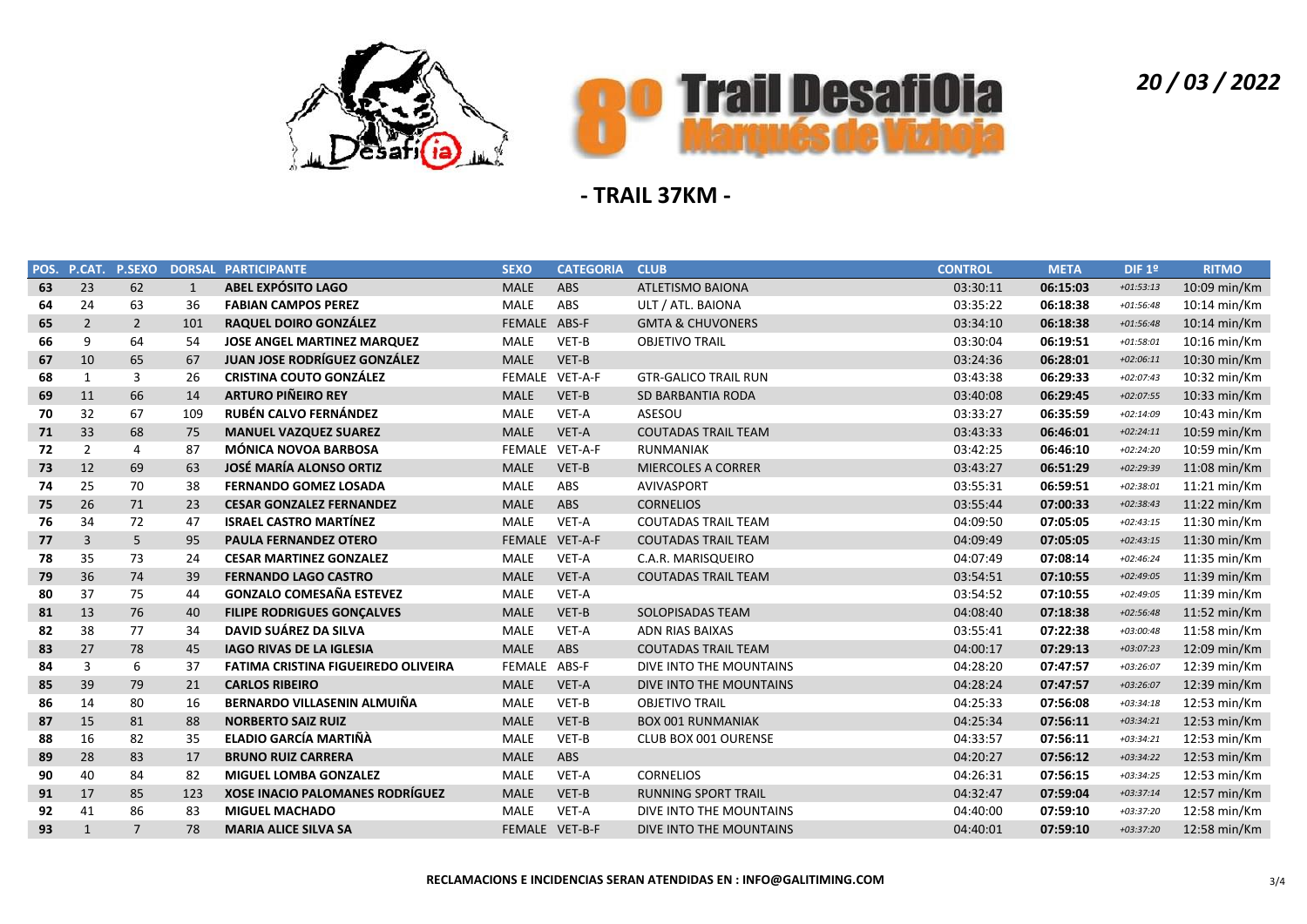# 8º Trail Desafi0ia Marqués de Vizhoja

*20 / 03 / 2022*

## - TRAIL 37KM -

| POS. | P.CAT. | P.SEXO | DORSAL | PARTICIPANTE | SEXO | CATEGORIA | CLUB | CONTROL | META | DIF 1º | RITMO |
|---|---|---|---|---|---|---|---|---|---|---|---|
| 63 | 23 | 62 | 1 | ABEL EXPÓSITO LAGO | MALE | ABS | ATLETISMO BAIONA | 03:30:11 | 06:15:03 | +01:53:13 | 10:09 min/Km |
| 64 | 24 | 63 | 36 | FABIAN CAMPOS PEREZ | MALE | ABS | ULT / ATL. BAIONA | 03:35:22 | 06:18:38 | +01:56:48 | 10:14 min/Km |
| 65 | 2 | 2 | 101 | RAQUEL DOIRO GONZÁLEZ | FEMALE | ABS-F | GMTA & CHUVONERS | 03:34:10 | 06:18:38 | +01:56:48 | 10:14 min/Km |
| 66 | 9 | 64 | 54 | JOSE ANGEL MARTINEZ MARQUEZ | MALE | VET-B | OBJETIVO TRAIL | 03:30:04 | 06:19:51 | +01:58:01 | 10:16 min/Km |
| 67 | 10 | 65 | 67 | JUAN JOSE RODRÍGUEZ GONZÁLEZ | MALE | VET-B | | 03:24:36 | 06:28:01 | +02:06:11 | 10:30 min/Km |
| 68 | 1 | 3 | 26 | CRISTINA COUTO GONZÁLEZ | FEMALE | VET-A-F | GTR-GALICO TRAIL RUN | 03:43:38 | 06:29:33 | +02:07:43 | 10:32 min/Km |
| 69 | 11 | 66 | 14 | ARTURO PIÑEIRO REY | MALE | VET-B | SD BARBANTIA RODA | 03:40:08 | 06:29:45 | +02:07:55 | 10:33 min/Km |
| 70 | 32 | 67 | 109 | RUBÉN CALVO FERNÁNDEZ | MALE | VET-A | ASESOU | 03:33:27 | 06:35:59 | +02:14:09 | 10:43 min/Km |
| 71 | 33 | 68 | 75 | MANUEL VAZQUEZ SUAREZ | MALE | VET-A | COUTADAS TRAIL TEAM | 03:43:33 | 06:46:01 | +02:24:11 | 10:59 min/Km |
| 72 | 2 | 4 | 87 | MÓNICA NOVOA BARBOSA | FEMALE | VET-A-F | RUNMANIAK | 03:42:25 | 06:46:10 | +02:24:20 | 10:59 min/Km |
| 73 | 12 | 69 | 63 | JOSÉ MARÍA ALONSO ORTIZ | MALE | VET-B | MIERCOLES A CORRER | 03:43:27 | 06:51:29 | +02:29:39 | 11:08 min/Km |
| 74 | 25 | 70 | 38 | FERNANDO GOMEZ LOSADA | MALE | ABS | AVIVASPORT | 03:55:31 | 06:59:51 | +02:38:01 | 11:21 min/Km |
| 75 | 26 | 71 | 23 | CESAR GONZALEZ FERNANDEZ | MALE | ABS | CORNELIOS | 03:55:44 | 07:00:33 | +02:38:43 | 11:22 min/Km |
| 76 | 34 | 72 | 47 | ISRAEL CASTRO MARTÍNEZ | MALE | VET-A | COUTADAS TRAIL TEAM | 04:09:50 | 07:05:05 | +02:43:15 | 11:30 min/Km |
| 77 | 3 | 5 | 95 | PAULA FERNANDEZ OTERO | FEMALE | VET-A-F | COUTADAS TRAIL TEAM | 04:09:49 | 07:05:05 | +02:43:15 | 11:30 min/Km |
| 78 | 35 | 73 | 24 | CESAR MARTINEZ GONZALEZ | MALE | VET-A | C.A.R. MARISQUEIRO | 04:07:49 | 07:08:14 | +02:46:24 | 11:35 min/Km |
| 79 | 36 | 74 | 39 | FERNANDO LAGO CASTRO | MALE | VET-A | COUTADAS TRAIL TEAM | 03:54:51 | 07:10:55 | +02:49:05 | 11:39 min/Km |
| 80 | 37 | 75 | 44 | GONZALO COMESAÑA ESTEVEZ | MALE | VET-A | | 03:54:52 | 07:10:55 | +02:49:05 | 11:39 min/Km |
| 81 | 13 | 76 | 40 | FILIPE RODRIGUES GONÇALVES | MALE | VET-B | SOLOPISADAS TEAM | 04:08:40 | 07:18:38 | +02:56:48 | 11:52 min/Km |
| 82 | 38 | 77 | 34 | DAVID SUÁREZ DA SILVA | MALE | VET-A | ADN RIAS BAIXAS | 03:55:41 | 07:22:38 | +03:00:48 | 11:58 min/Km |
| 83 | 27 | 78 | 45 | IAGO RIVAS DE LA IGLESIA | MALE | ABS | COUTADAS TRAIL TEAM | 04:00:17 | 07:29:13 | +03:07:23 | 12:09 min/Km |
| 84 | 3 | 6 | 37 | FATIMA CRISTINA FIGUEIREDO OLIVEIRA | FEMALE | ABS-F | DIVE INTO THE MOUNTAINS | 04:28:20 | 07:47:57 | +03:26:07 | 12:39 min/Km |
| 85 | 39 | 79 | 21 | CARLOS RIBEIRO | MALE | VET-A | DIVE INTO THE MOUNTAINS | 04:28:24 | 07:47:57 | +03:26:07 | 12:39 min/Km |
| 86 | 14 | 80 | 16 | BERNARDO VILLASENIN ALMUIÑA | MALE | VET-B | OBJETIVO TRAIL | 04:25:33 | 07:56:08 | +03:34:18 | 12:53 min/Km |
| 87 | 15 | 81 | 88 | NORBERTO SAIZ RUIZ | MALE | VET-B | BOX 001 RUNMANIAK | 04:25:34 | 07:56:11 | +03:34:21 | 12:53 min/Km |
| 88 | 16 | 82 | 35 | ELADIO GARCÍA MARTIÑÀ | MALE | VET-B | CLUB BOX 001 OURENSE | 04:33:57 | 07:56:11 | +03:34:21 | 12:53 min/Km |
| 89 | 28 | 83 | 17 | BRUNO RUIZ CARRERA | MALE | ABS | | 04:20:27 | 07:56:12 | +03:34:22 | 12:53 min/Km |
| 90 | 40 | 84 | 82 | MIGUEL LOMBA GONZALEZ | MALE | VET-A | CORNELIOS | 04:26:31 | 07:56:15 | +03:34:25 | 12:53 min/Km |
| 91 | 17 | 85 | 123 | XOSE INACIO PALOMANES RODRÍGUEZ | MALE | VET-B | RUNNING SPORT TRAIL | 04:32:47 | 07:59:04 | +03:37:14 | 12:57 min/Km |
| 92 | 41 | 86 | 83 | MIGUEL MACHADO | MALE | VET-A | DIVE INTO THE MOUNTAINS | 04:40:00 | 07:59:10 | +03:37:20 | 12:58 min/Km |
| 93 | 1 | 7 | 78 | MARIA ALICE SILVA SA | FEMALE | VET-B-F | DIVE INTO THE MOUNTAINS | 04:40:01 | 07:59:10 | +03:37:20 | 12:58 min/Km |

**RECLAMACIONS E INCIDENCIAS SERAN ATENDIDAS EN : INFO@GALITIMING.COM**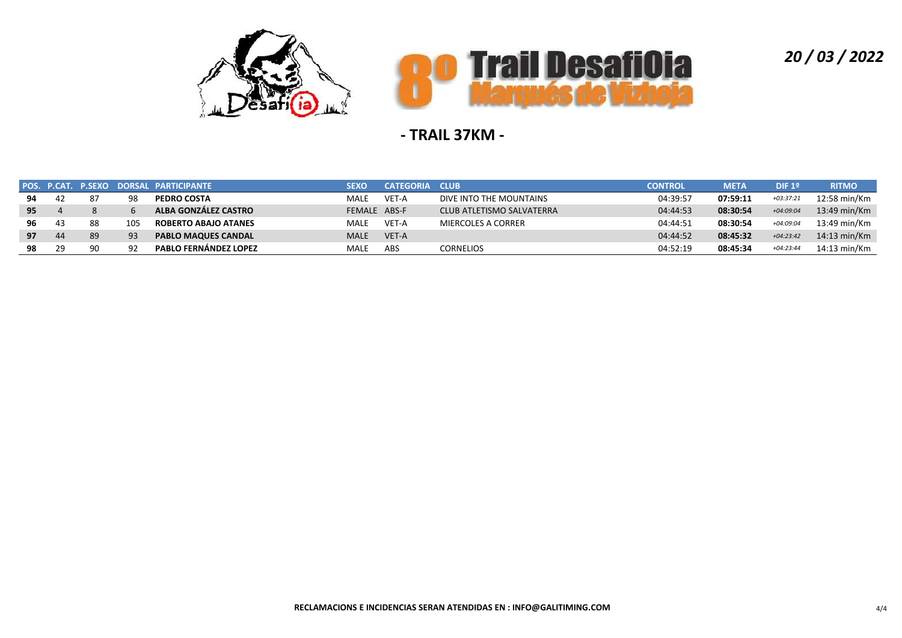# 8º Trail DesafiOia Marqués de Vizhoja

*20 / 03 / 2022*

## - TRAIL 37KM -

| POS. | P.CAT. | P.SEXO | DORSAL | PARTICIPANTE | SEXO | CATEGORIA | CLUB | CONTROL | META | DIF 1º | RITMO |
|---|---|---|---|---|---|---|---|---|---|---|---|
| 94 | 42 | 87 | 98 | **PEDRO COSTA** | MALE | VET-A | DIVE INTO THE MOUNTAINS | 04:39:57 | **07:59:11** | *+03:37:21* | 12:58 min/Km |
| 95 | 4 | 8 | 6 | **ALBA GONZÁLEZ CASTRO** | FEMALE | ABS-F | CLUB ATLETISMO SALVATERRA | 04:44:53 | **08:30:54** | *+04:09:04* | 13:49 min/Km |
| 96 | 43 | 88 | 105 | **ROBERTO ABAJO ATANES** | MALE | VET-A | MIERCOLES A CORRER | 04:44:51 | **08:30:54** | *+04:09:04* | 13:49 min/Km |
| 97 | 44 | 89 | 93 | **PABLO MAQUES CANDAL** | MALE | VET-A | | 04:44:52 | **08:45:32** | *+04:23:42* | 14:13 min/Km |
| 98 | 29 | 90 | 92 | **PABLO FERNÁNDEZ LOPEZ** | MALE | ABS | CORNELIOS | 04:52:19 | **08:45:34** | *+04:23:44* | 14:13 min/Km |

**RECLAMACIONS E INCIDENCIAS SERAN ATENDIDAS EN : INFO@GALITIMING.COM**